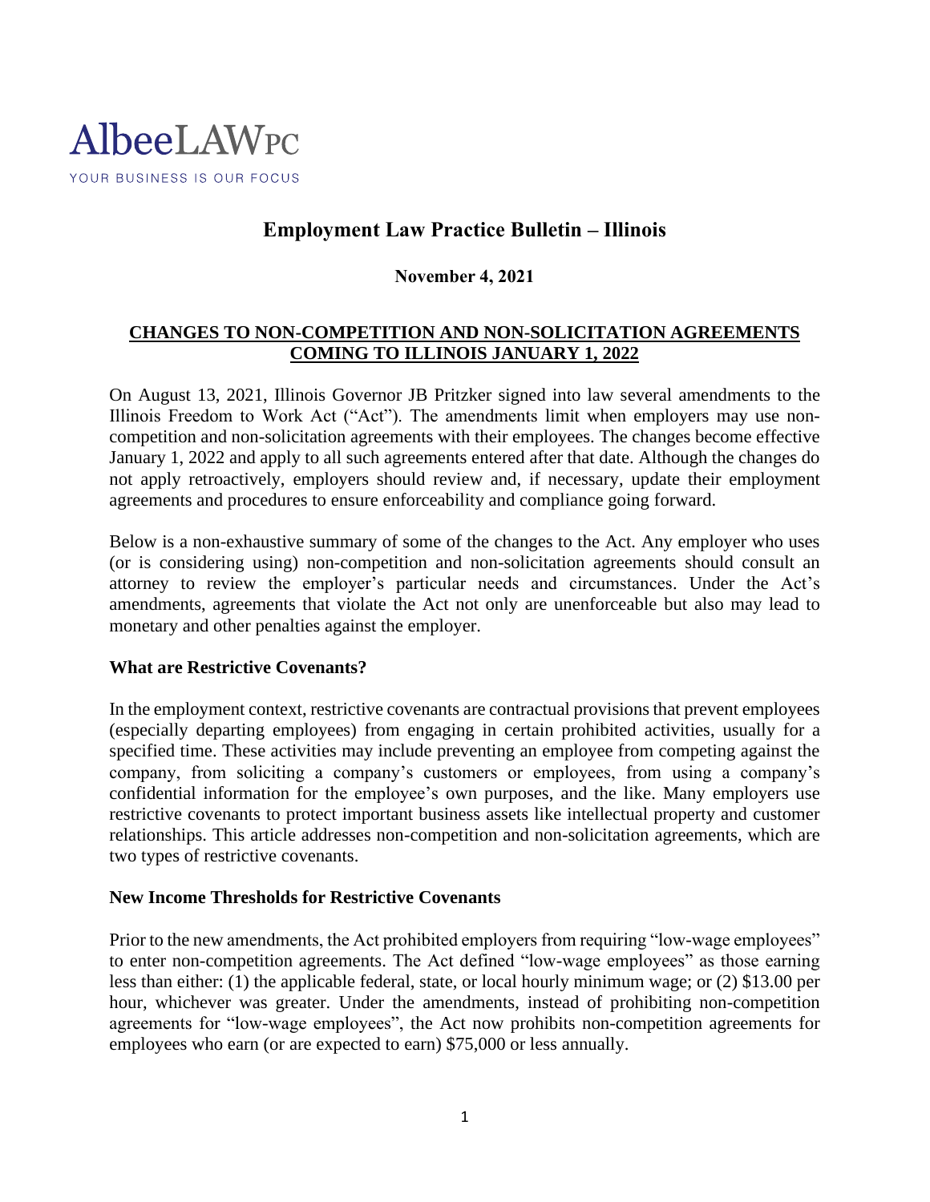AlbeeLAWPC

YOUR BUSINESS IS OUR FOCUS

# Employment Law Practice Bulletin – Illinois

**November 4, 2021**

## CHANGES TO NON-COMPETITION AND NON-SOLICITATION AGREEMENTS COMING TO ILLINOIS JANUARY 1, 2022

On August 13, 2021, Illinois Governor JB Pritzker signed into law several amendments to the Illinois Freedom to Work Act ("Act"). The amendments limit when employers may use non-competition and non-solicitation agreements with their employees. The changes become effective January 1, 2022 and apply to all such agreements entered after that date. Although the changes do not apply retroactively, employers should review and, if necessary, update their employment agreements and procedures to ensure enforceability and compliance going forward.

Below is a non-exhaustive summary of some of the changes to the Act. Any employer who uses (or is considering using) non-competition and non-solicitation agreements should consult an attorney to review the employer's particular needs and circumstances. Under the Act's amendments, agreements that violate the Act not only are unenforceable but also may lead to monetary and other penalties against the employer.

### What are Restrictive Covenants?

In the employment context, restrictive covenants are contractual provisions that prevent employees (especially departing employees) from engaging in certain prohibited activities, usually for a specified time. These activities may include preventing an employee from competing against the company, from soliciting a company's customers or employees, from using a company's confidential information for the employee's own purposes, and the like. Many employers use restrictive covenants to protect important business assets like intellectual property and customer relationships. This article addresses non-competition and non-solicitation agreements, which are two types of restrictive covenants.

### New Income Thresholds for Restrictive Covenants

Prior to the new amendments, the Act prohibited employers from requiring "low-wage employees" to enter non-competition agreements. The Act defined "low-wage employees" as those earning less than either: (1) the applicable federal, state, or local hourly minimum wage; or (2) $13.00 per hour, whichever was greater. Under the amendments, instead of prohibiting non-competition agreements for "low-wage employees", the Act now prohibits non-competition agreements for employees who earn (or are expected to earn) $75,000 or less annually.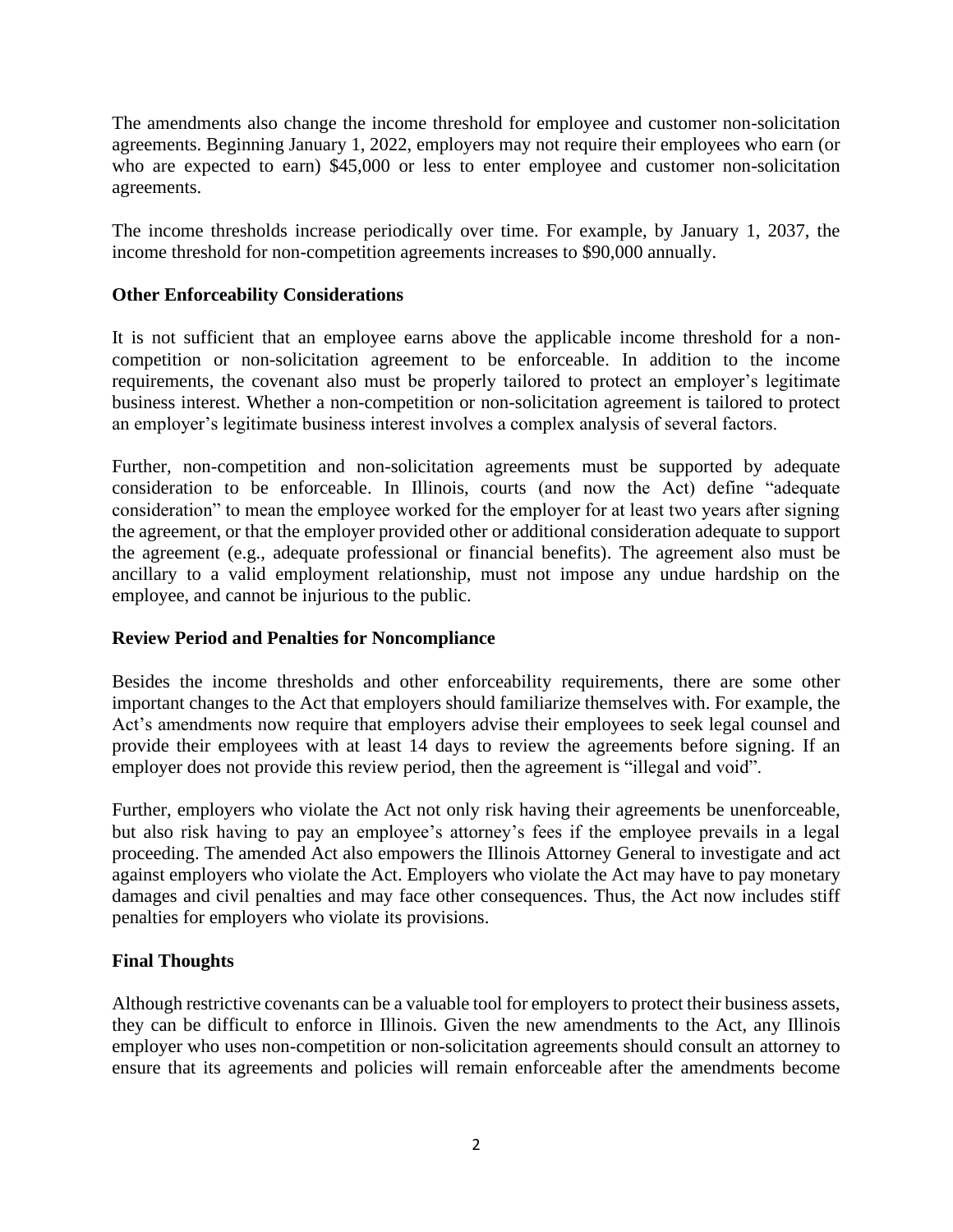The amendments also change the income threshold for employee and customer non-solicitation agreements. Beginning January 1, 2022, employers may not require their employees who earn (or who are expected to earn) $45,000 or less to enter employee and customer non-solicitation agreements.

The income thresholds increase periodically over time. For example, by January 1, 2037, the income threshold for non-competition agreements increases to $90,000 annually.

**Other Enforceability Considerations**

It is not sufficient that an employee earns above the applicable income threshold for a non-competition or non-solicitation agreement to be enforceable. In addition to the income requirements, the covenant also must be properly tailored to protect an employer's legitimate business interest. Whether a non-competition or non-solicitation agreement is tailored to protect an employer's legitimate business interest involves a complex analysis of several factors.

Further, non-competition and non-solicitation agreements must be supported by adequate consideration to be enforceable. In Illinois, courts (and now the Act) define "adequate consideration" to mean the employee worked for the employer for at least two years after signing the agreement, or that the employer provided other or additional consideration adequate to support the agreement (e.g., adequate professional or financial benefits). The agreement also must be ancillary to a valid employment relationship, must not impose any undue hardship on the employee, and cannot be injurious to the public.

**Review Period and Penalties for Noncompliance**

Besides the income thresholds and other enforceability requirements, there are some other important changes to the Act that employers should familiarize themselves with. For example, the Act's amendments now require that employers advise their employees to seek legal counsel and provide their employees with at least 14 days to review the agreements before signing. If an employer does not provide this review period, then the agreement is "illegal and void".

Further, employers who violate the Act not only risk having their agreements be unenforceable, but also risk having to pay an employee's attorney's fees if the employee prevails in a legal proceeding. The amended Act also empowers the Illinois Attorney General to investigate and act against employers who violate the Act. Employers who violate the Act may have to pay monetary damages and civil penalties and may face other consequences. Thus, the Act now includes stiff penalties for employers who violate its provisions.

**Final Thoughts**

Although restrictive covenants can be a valuable tool for employers to protect their business assets, they can be difficult to enforce in Illinois. Given the new amendments to the Act, any Illinois employer who uses non-competition or non-solicitation agreements should consult an attorney to ensure that its agreements and policies will remain enforceable after the amendments become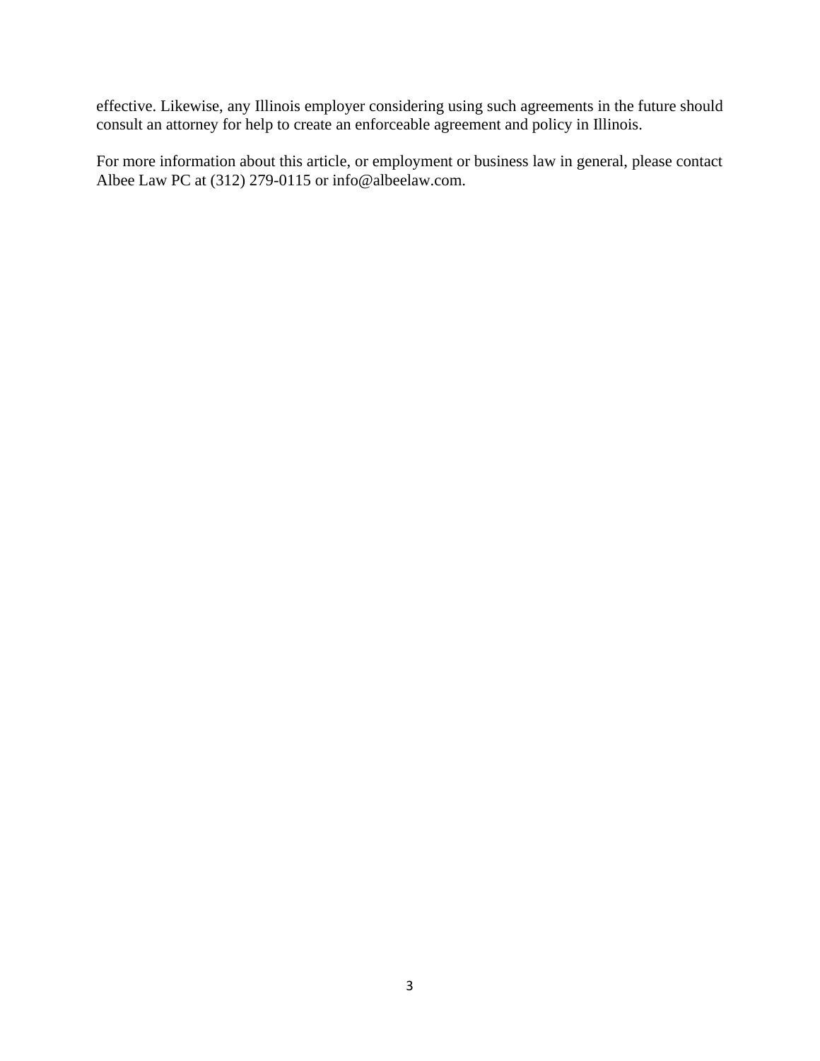effective. Likewise, any Illinois employer considering using such agreements in the future should consult an attorney for help to create an enforceable agreement and policy in Illinois.

For more information about this article, or employment or business law in general, please contact Albee Law PC at (312) 279-0115 or info@albeelaw.com.